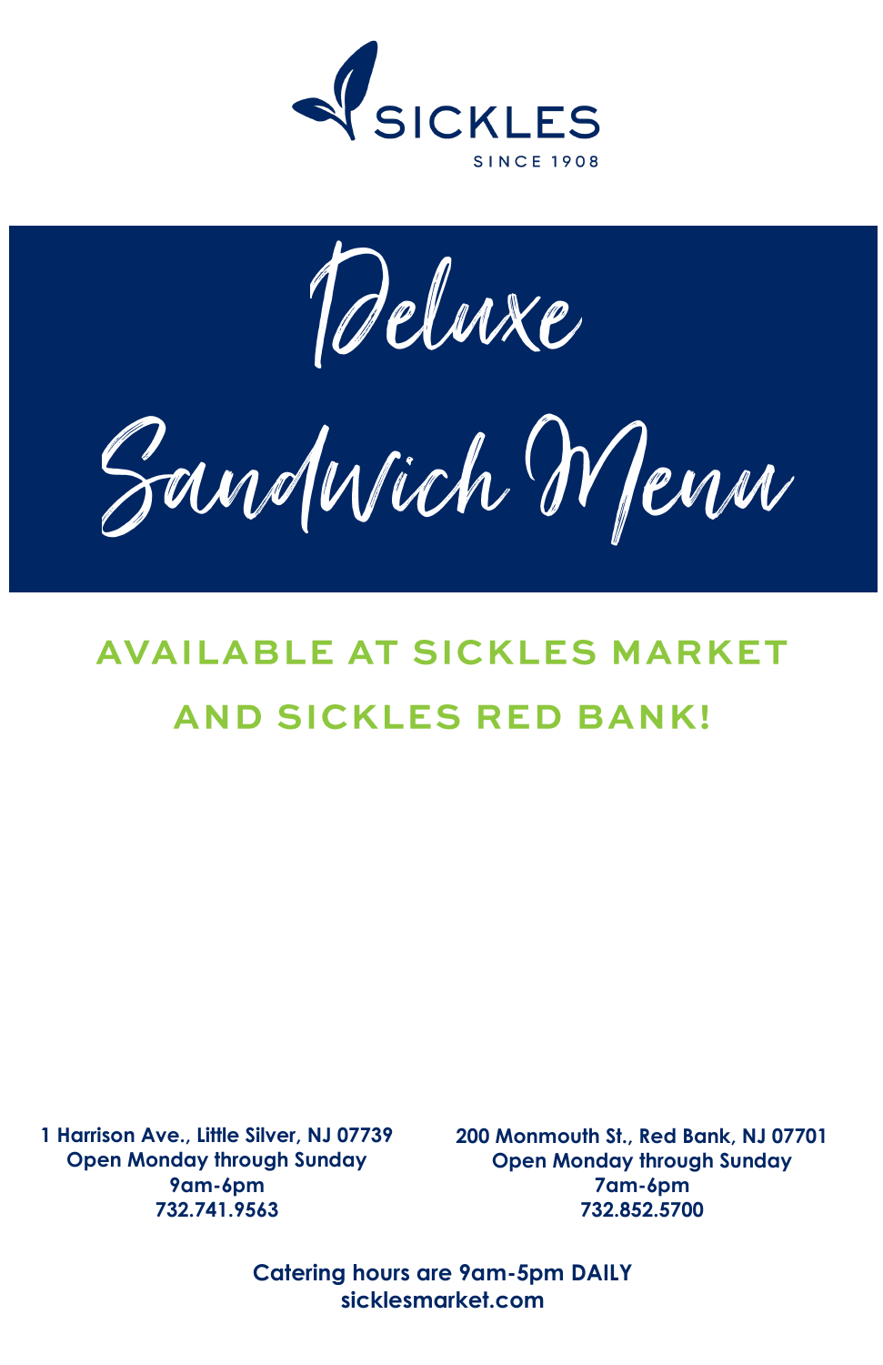SICKLES

SINCE 1908

# Deluxe Sandwich Menu

## AVAILABLE AT SICKLES MARKET AND SICKLES RED BANK!

**1 Harrison Ave., Little Silver, NJ 07739**
**Open Monday through Sunday**
**9am-6pm**
**732.741.9563**

**200 Monmouth St., Red Bank, NJ 07701**
**Open Monday through Sunday**
**7am-6pm**
**732.852.5700**

**Catering hours are 9am-5pm DAILY**
**sicklesmarket.com**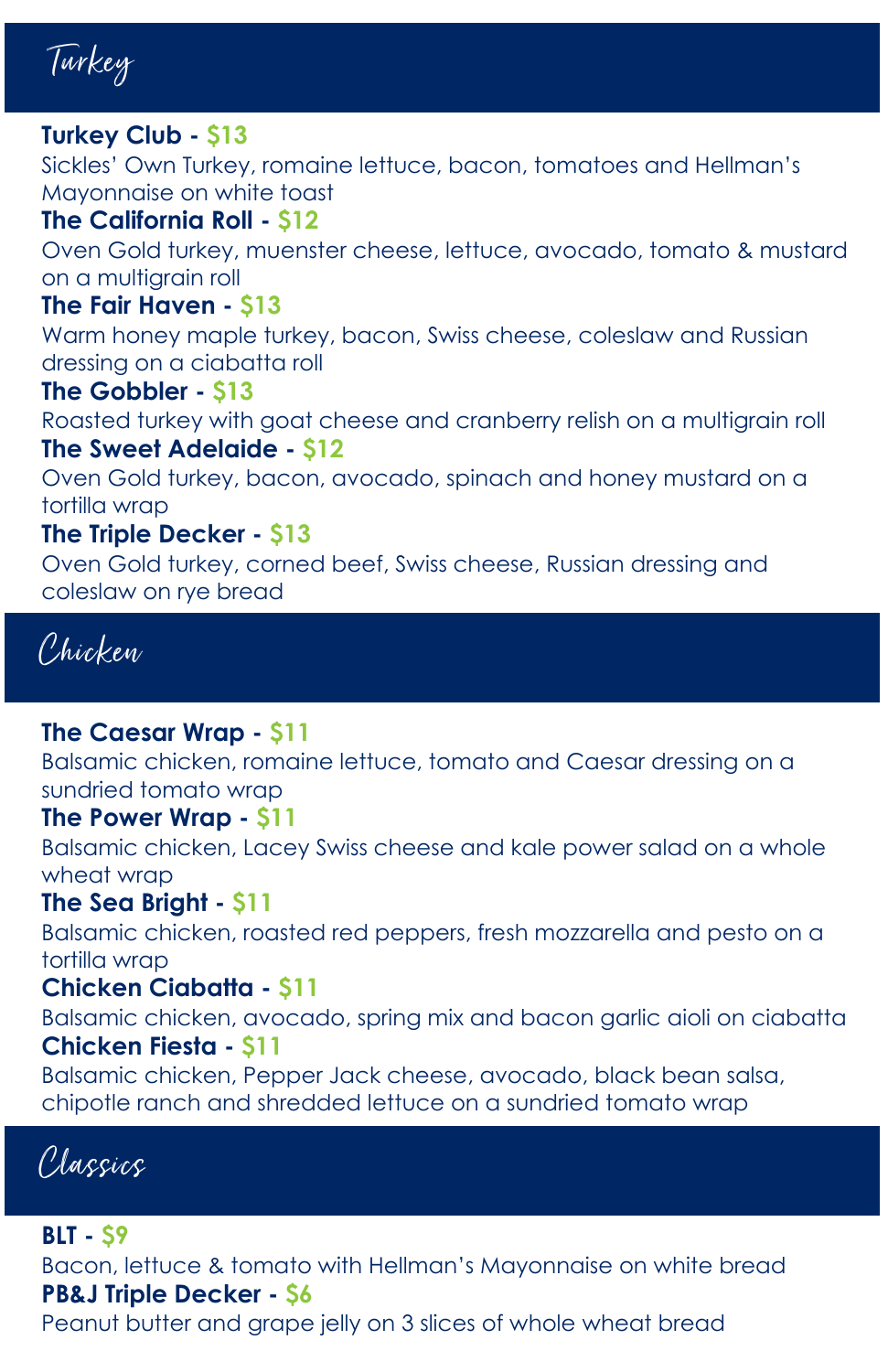## Turkey

**Turkey Club - $13**
Sickles' Own Turkey, romaine lettuce, bacon, tomatoes and Hellman's Mayonnaise on white toast

**The California Roll - $12**
Oven Gold turkey, muenster cheese, lettuce, avocado, tomato & mustard on a multigrain roll

**The Fair Haven - $13**
Warm honey maple turkey, bacon, Swiss cheese, coleslaw and Russian dressing on a ciabatta roll

**The Gobbler - $13**
Roasted turkey with goat cheese and cranberry relish on a multigrain roll

**The Sweet Adelaide - $12**
Oven Gold turkey, bacon, avocado, spinach and honey mustard on a tortilla wrap

**The Triple Decker - $13**
Oven Gold turkey, corned beef, Swiss cheese, Russian dressing and coleslaw on rye bread

## Chicken

**The Caesar Wrap - $11**
Balsamic chicken, romaine lettuce, tomato and Caesar dressing on a sundried tomato wrap

**The Power Wrap - $11**
Balsamic chicken, Lacey Swiss cheese and kale power salad on a whole wheat wrap

**The Sea Bright - $11**
Balsamic chicken, roasted red peppers, fresh mozzarella and pesto on a tortilla wrap

**Chicken Ciabatta - $11**
Balsamic chicken, avocado, spring mix and bacon garlic aioli on ciabatta

**Chicken Fiesta - $11**
Balsamic chicken, Pepper Jack cheese, avocado, black bean salsa, chipotle ranch and shredded lettuce on a sundried tomato wrap

## Classics

**BLT - $9**
Bacon, lettuce & tomato with Hellman's Mayonnaise on white bread

**PB&J Triple Decker - $6**
Peanut butter and grape jelly on 3 slices of whole wheat bread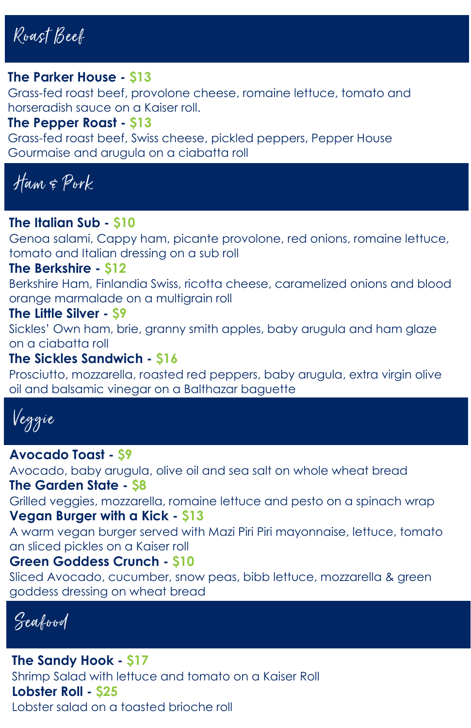## Roast Beef

**The Parker House - $13**
Grass-fed roast beef, provolone cheese, romaine lettuce, tomato and horseradish sauce on a Kaiser roll.

**The Pepper Roast - $13**
Grass-fed roast beef, Swiss cheese, pickled peppers, Pepper House Gourmaise and arugula on a ciabatta roll

## Ham & Pork

**The Italian Sub - $10**
Genoa salami, Cappy ham, picante provolone, red onions, romaine lettuce, tomato and Italian dressing on a sub roll

**The Berkshire - $12**
Berkshire Ham, Finlandia Swiss, ricotta cheese, caramelized onions and blood orange marmalade on a multigrain roll

**The Little Silver - $9**
Sickles' Own ham, brie, granny smith apples, baby arugula and ham glaze on a ciabatta roll

**The Sickles Sandwich - $16**
Prosciutto, mozzarella, roasted red peppers, baby arugula, extra virgin olive oil and balsamic vinegar on a Balthazar baguette

## Veggie

**Avocado Toast - $9**
Avocado, baby arugula, olive oil and sea salt on whole wheat bread

**The Garden State - $8**
Grilled veggies, mozzarella, romaine lettuce and pesto on a spinach wrap

**Vegan Burger with a Kick - $13**
A warm vegan burger served with Mazi Piri Piri mayonnaise, lettuce, tomato an sliced pickles on a Kaiser roll

**Green Goddess Crunch - $10**
Sliced Avocado, cucumber, snow peas, bibb lettuce, mozzarella & green goddess dressing on wheat bread

## Seafood

**The Sandy Hook - $17**
Shrimp Salad with lettuce and tomato on a Kaiser Roll

**Lobster Roll - $25**
Lobster salad on a toasted brioche roll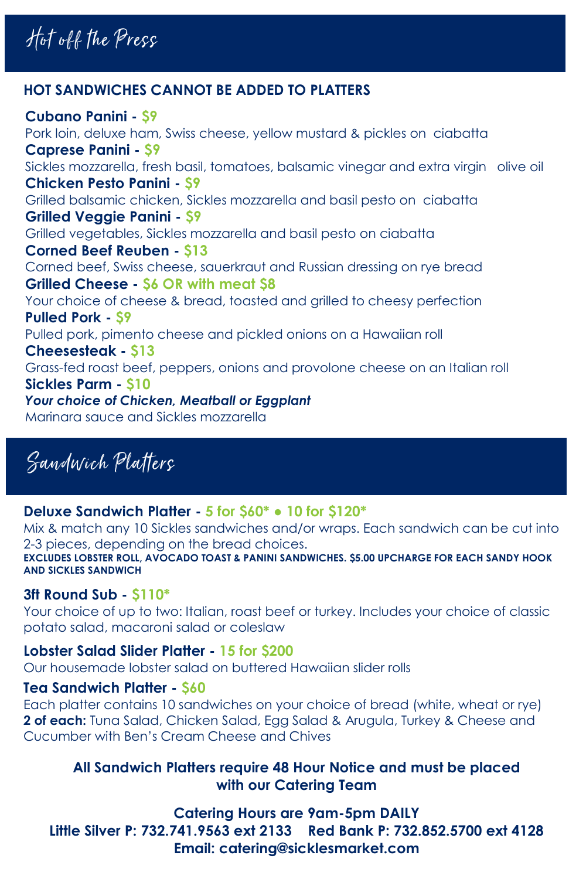## Hot off the Press

### HOT SANDWICHES CANNOT BE ADDED TO PLATTERS

**Cubano Panini - $9**
Pork loin, deluxe ham, Swiss cheese, yellow mustard & pickles on ciabatta

**Caprese Panini - $9**
Sickles mozzarella, fresh basil, tomatoes, balsamic vinegar and extra virgin olive oil

**Chicken Pesto Panini - $9**
Grilled balsamic chicken, Sickles mozzarella and basil pesto on ciabatta

**Grilled Veggie Panini - $9**
Grilled vegetables, Sickles mozzarella and basil pesto on ciabatta

**Corned Beef Reuben - $13**
Corned beef, Swiss cheese, sauerkraut and Russian dressing on rye bread

**Grilled Cheese - $6 OR with meat $8**
Your choice of cheese & bread, toasted and grilled to cheesy perfection

**Pulled Pork - $9**
Pulled pork, pimento cheese and pickled onions on a Hawaiian roll

**Cheesesteak - $13**
Grass-fed roast beef, peppers, onions and provolone cheese on an Italian roll

**Sickles Parm - $10**
***Your choice of Chicken, Meatball or Eggplant***
Marinara sauce and Sickles mozzarella

## Sandwich Platters

**Deluxe Sandwich Platter - 5 for $60* • 10 for $120***
Mix & match any 10 Sickles sandwiches and/or wraps. Each sandwich can be cut into 2-3 pieces, depending on the bread choices.
**EXCLUDES LOBSTER ROLL, AVOCADO TOAST & PANINI SANDWICHES. $5.00 UPCHARGE FOR EACH SANDY HOOK AND SICKLES SANDWICH**

**3ft Round Sub - $110***
Your choice of up to two: Italian, roast beef or turkey. Includes your choice of classic potato salad, macaroni salad or coleslaw

**Lobster Salad Slider Platter - 15 for $200**
Our housemade lobster salad on buttered Hawaiian slider rolls

**Tea Sandwich Platter - $60**
Each platter contains 10 sandwiches on your choice of bread (white, wheat or rye)
**2 of each:** Tuna Salad, Chicken Salad, Egg Salad & Arugula, Turkey & Cheese and Cucumber with Ben's Cream Cheese and Chives

**All Sandwich Platters require 48 Hour Notice and must be placed with our Catering Team**

**Catering Hours are 9am-5pm DAILY**
**Little Silver P: 732.741.9563 ext 2133 Red Bank P: 732.852.5700 ext 4128**
**Email: catering@sicklesmarket.com**